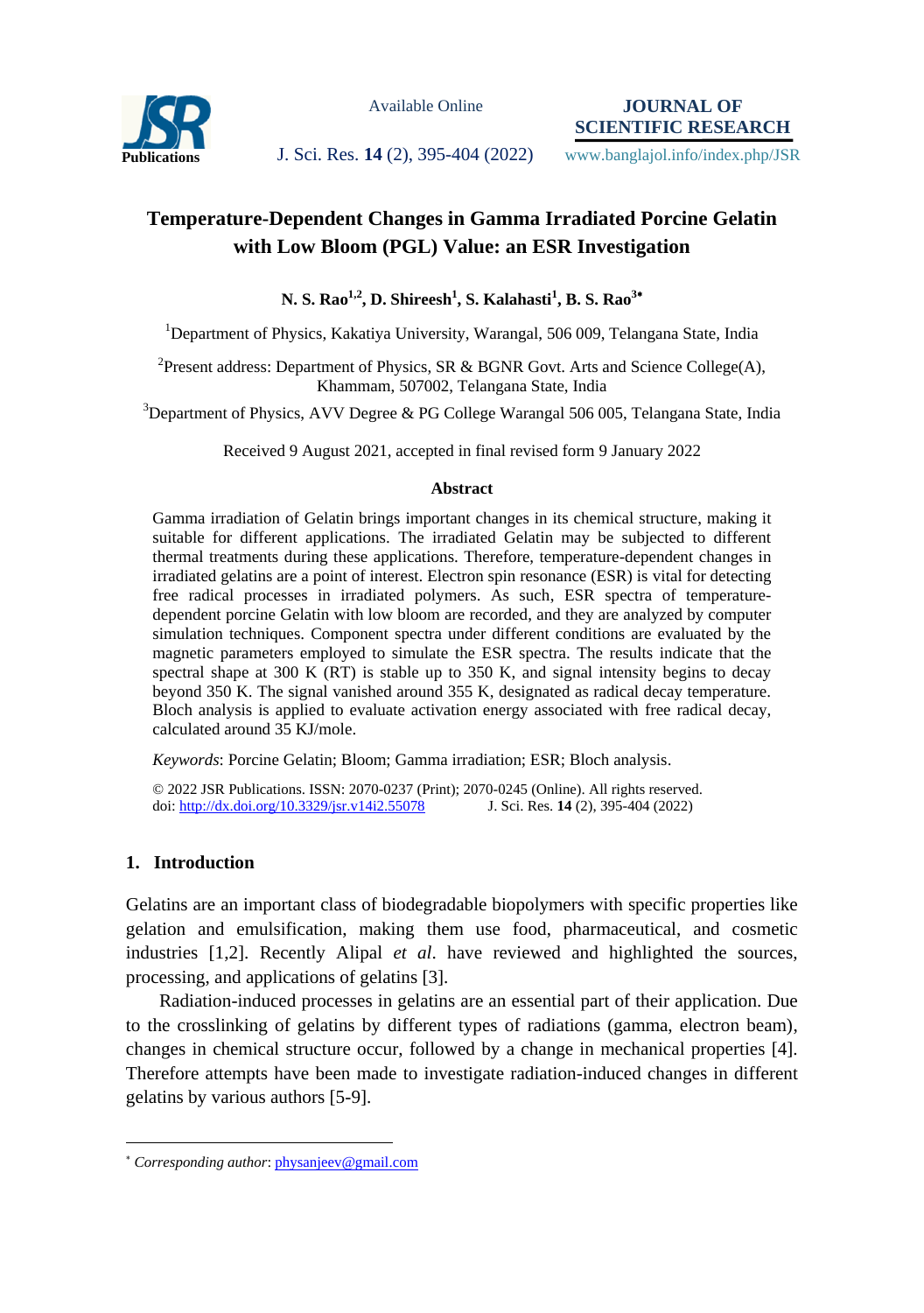# Temperature-Dependent Changes in Gamma Irradiated Porcine Gelatin with Low Bloom (PGL) Value: an ESR Investigation

**N. S. Rao[1,2], D. Shireesh[1], S. Kalahasti[1], B. S. Rao[3*]**

[1]Department of Physics, Kakatiya University, Warangal, 506 009, Telangana State, India

[2]Present address: Department of Physics, SR & BGNR Govt. Arts and Science College(A), Khammam, 507002, Telangana State, India

[3]Department of Physics, AVV Degree & PG College Warangal 506 005, Telangana State, India

Received 9 August 2021, accepted in final revised form 9 January 2022

### Abstract

Gamma irradiation of Gelatin brings important changes in its chemical structure, making it suitable for different applications. The irradiated Gelatin may be subjected to different thermal treatments during these applications. Therefore, temperature-dependent changes in irradiated gelatins are a point of interest. Electron spin resonance (ESR) is vital for detecting free radical processes in irradiated polymers. As such, ESR spectra of temperature-dependent porcine Gelatin with low bloom are recorded, and they are analyzed by computer simulation techniques. Component spectra under different conditions are evaluated by the magnetic parameters employed to simulate the ESR spectra. The results indicate that the spectral shape at 300 K (RT) is stable up to 350 K, and signal intensity begins to decay beyond 350 K. The signal vanished around 355 K, designated as radical decay temperature. Bloch analysis is applied to evaluate activation energy associated with free radical decay, calculated around 35 KJ/mole.

*Keywords*: Porcine Gelatin; Bloom; Gamma irradiation; ESR; Bloch analysis.

© 2022 JSR Publications. ISSN: 2070-0237 (Print); 2070-0245 (Online). All rights reserved.
doi: http://dx.doi.org/10.3329/jsr.v14i2.55078 J. Sci. Res. **14** (2), 395-404 (2022)

## 1. Introduction

Gelatins are an important class of biodegradable biopolymers with specific properties like gelation and emulsification, making them use food, pharmaceutical, and cosmetic industries [1,2]. Recently Alipal *et al*. have reviewed and highlighted the sources, processing, and applications of gelatins [3].

Radiation-induced processes in gelatins are an essential part of their application. Due to the crosslinking of gelatins by different types of radiations (gamma, electron beam), changes in chemical structure occur, followed by a change in mechanical properties [4]. Therefore attempts have been made to investigate radiation-induced changes in different gelatins by various authors [5-9].

* *Corresponding author*: physanjeev@gmail.com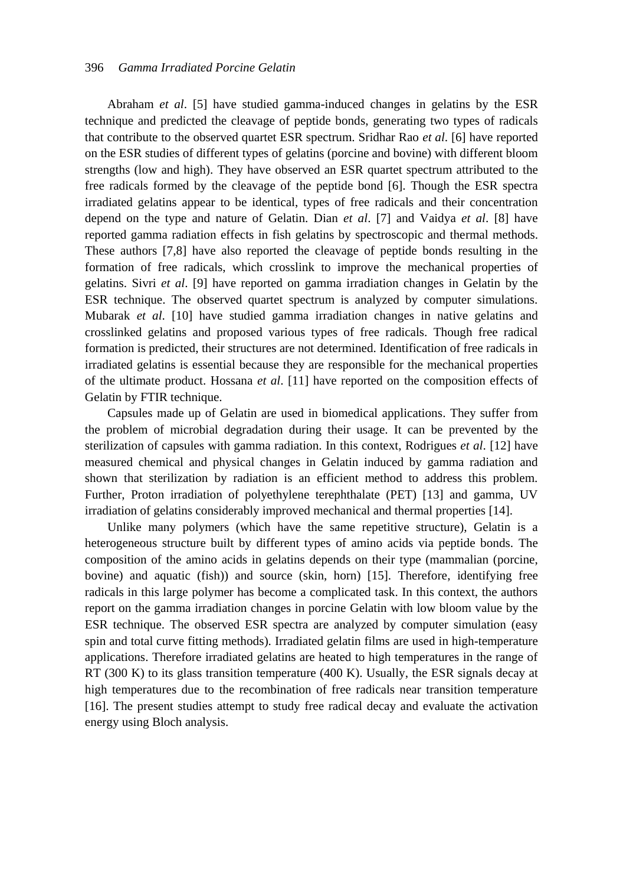Abraham *et al*. [5] have studied gamma-induced changes in gelatins by the ESR technique and predicted the cleavage of peptide bonds, generating two types of radicals that contribute to the observed quartet ESR spectrum. Sridhar Rao *et al*. [6] have reported on the ESR studies of different types of gelatins (porcine and bovine) with different bloom strengths (low and high). They have observed an ESR quartet spectrum attributed to the free radicals formed by the cleavage of the peptide bond [6]. Though the ESR spectra irradiated gelatins appear to be identical, types of free radicals and their concentration depend on the type and nature of Gelatin. Dian *et al*. [7] and Vaidya *et al*. [8] have reported gamma radiation effects in fish gelatins by spectroscopic and thermal methods. These authors [7,8] have also reported the cleavage of peptide bonds resulting in the formation of free radicals, which crosslink to improve the mechanical properties of gelatins. Sivri *et al*. [9] have reported on gamma irradiation changes in Gelatin by the ESR technique. The observed quartet spectrum is analyzed by computer simulations. Mubarak *et al*. [10] have studied gamma irradiation changes in native gelatins and crosslinked gelatins and proposed various types of free radicals. Though free radical formation is predicted, their structures are not determined. Identification of free radicals in irradiated gelatins is essential because they are responsible for the mechanical properties of the ultimate product. Hossana *et al*. [11] have reported on the composition effects of Gelatin by FTIR technique.

Capsules made up of Gelatin are used in biomedical applications. They suffer from the problem of microbial degradation during their usage. It can be prevented by the sterilization of capsules with gamma radiation. In this context, Rodrigues *et al*. [12] have measured chemical and physical changes in Gelatin induced by gamma radiation and shown that sterilization by radiation is an efficient method to address this problem. Further, Proton irradiation of polyethylene terephthalate (PET) [13] and gamma, UV irradiation of gelatins considerably improved mechanical and thermal properties [14].

Unlike many polymers (which have the same repetitive structure), Gelatin is a heterogeneous structure built by different types of amino acids via peptide bonds. The composition of the amino acids in gelatins depends on their type (mammalian (porcine, bovine) and aquatic (fish)) and source (skin, horn) [15]. Therefore, identifying free radicals in this large polymer has become a complicated task. In this context, the authors report on the gamma irradiation changes in porcine Gelatin with low bloom value by the ESR technique. The observed ESR spectra are analyzed by computer simulation (easy spin and total curve fitting methods). Irradiated gelatin films are used in high-temperature applications. Therefore irradiated gelatins are heated to high temperatures in the range of RT (300 K) to its glass transition temperature (400 K). Usually, the ESR signals decay at high temperatures due to the recombination of free radicals near transition temperature [16]. The present studies attempt to study free radical decay and evaluate the activation energy using Bloch analysis.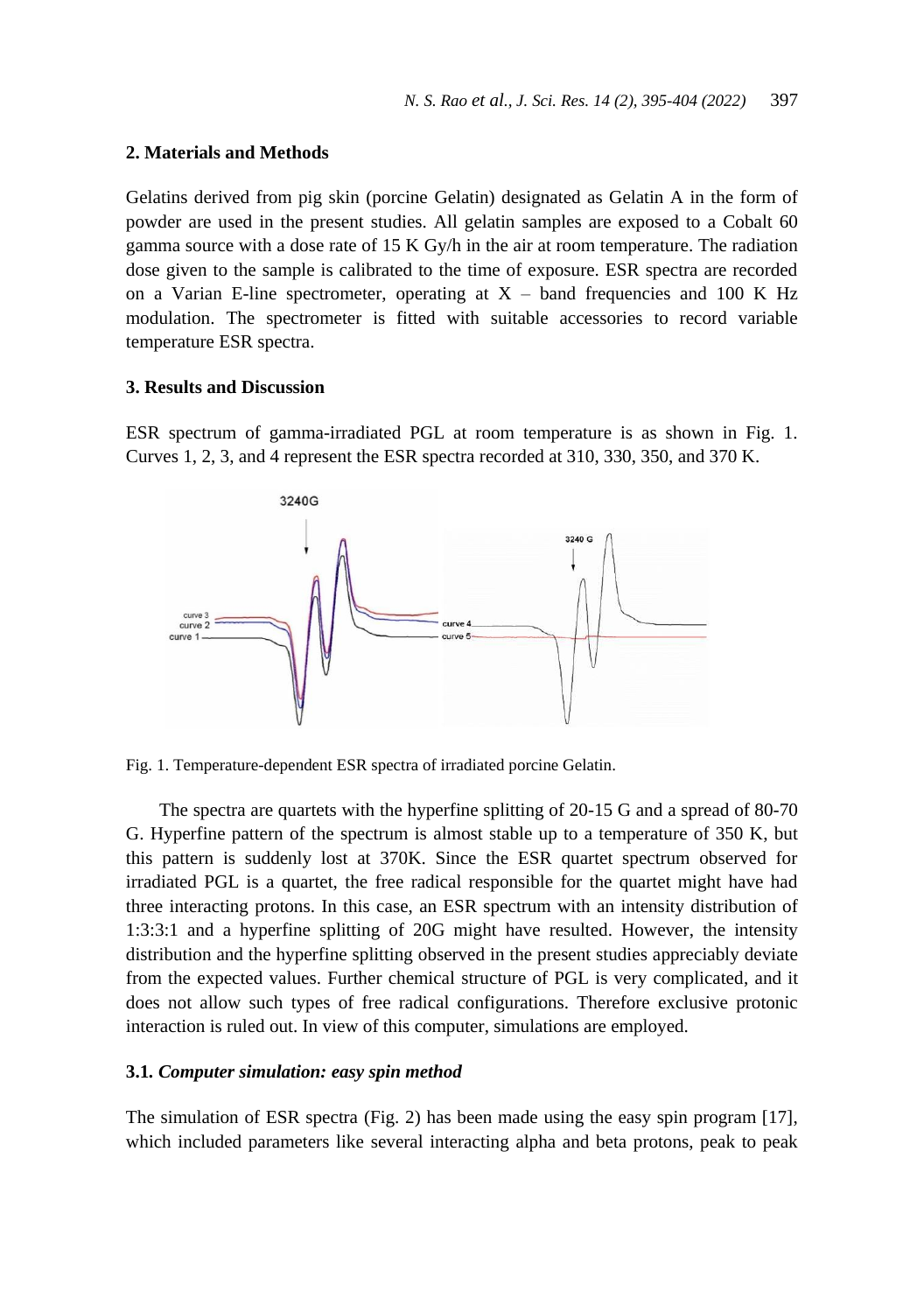## 2. Materials and Methods

Gelatins derived from pig skin (porcine Gelatin) designated as Gelatin A in the form of powder are used in the present studies. All gelatin samples are exposed to a Cobalt 60 gamma source with a dose rate of 15 K Gy/h in the air at room temperature. The radiation dose given to the sample is calibrated to the time of exposure. ESR spectra are recorded on a Varian E-line spectrometer, operating at X – band frequencies and 100 K Hz modulation. The spectrometer is fitted with suitable accessories to record variable temperature ESR spectra.

## 3. Results and Discussion

ESR spectrum of gamma-irradiated PGL at room temperature is as shown in Fig. 1. Curves 1, 2, 3, and 4 represent the ESR spectra recorded at 310, 330, 350, and 370 K.

3240G
curve 3
curve 2
curve 1
3240 G
curve 4
curve 5

Fig. 1. Temperature-dependent ESR spectra of irradiated porcine Gelatin.

The spectra are quartets with the hyperfine splitting of 20-15 G and a spread of 80-70 G. Hyperfine pattern of the spectrum is almost stable up to a temperature of 350 K, but this pattern is suddenly lost at 370K. Since the ESR quartet spectrum observed for irradiated PGL is a quartet, the free radical responsible for the quartet might have had three interacting protons. In this case, an ESR spectrum with an intensity distribution of 1:3:3:1 and a hyperfine splitting of 20G might have resulted. However, the intensity distribution and the hyperfine splitting observed in the present studies appreciably deviate from the expected values. Further chemical structure of PGL is very complicated, and it does not allow such types of free radical configurations. Therefore exclusive protonic interaction is ruled out. In view of this computer, simulations are employed.

### 3.1. *Computer simulation: easy spin method*

The simulation of ESR spectra (Fig. 2) has been made using the easy spin program [17], which included parameters like several interacting alpha and beta protons, peak to peak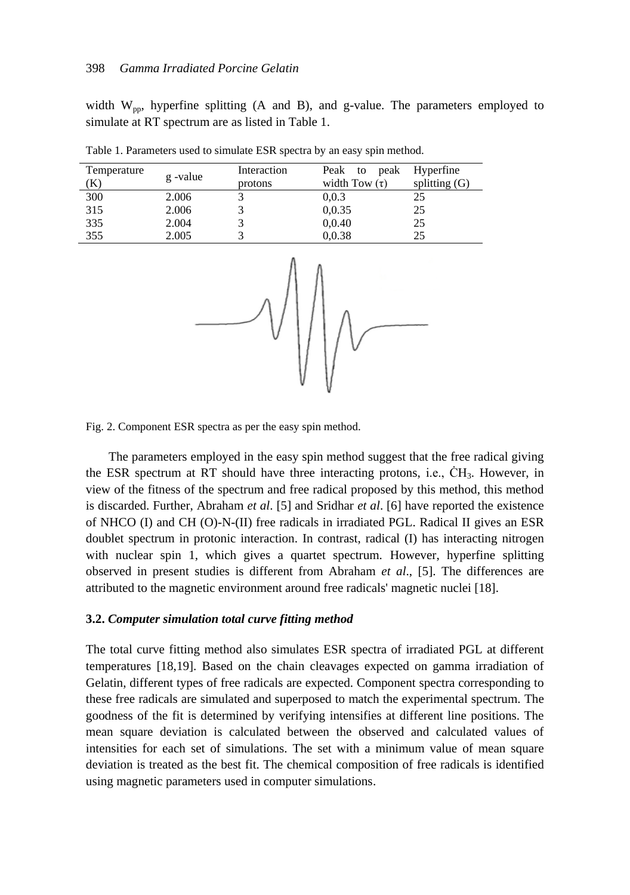width $W_{pp}$, hyperfine splitting (A and B), and g-value. The parameters employed to simulate at RT spectrum are as listed in Table 1.

Table 1. Parameters used to simulate ESR spectra by an easy spin method.

| Temperature (K) | g -value | Interaction protons | Peak to peak width Tow (τ) | Hyperfine splitting (G) |
|---|---|---|---|---|
| 300 | 2.006 | 3 | 0,0.3 | 25 |
| 315 | 2.006 | 3 | 0,0.35 | 25 |
| 335 | 2.004 | 3 | 0,0.40 | 25 |
| 355 | 2.005 | 3 | 0,0.38 | 25 |

Fig. 2. Component ESR spectra as per the easy spin method.

The parameters employed in the easy spin method suggest that the free radical giving the ESR spectrum at RT should have three interacting protons, i.e., $\dot{C}H_3$. However, in view of the fitness of the spectrum and free radical proposed by this method, this method is discarded. Further, Abraham *et al*. [5] and Sridhar *et al*. [6] have reported the existence of NHCO (I) and CH (O)-N-(II) free radicals in irradiated PGL. Radical II gives an ESR doublet spectrum in protonic interaction. In contrast, radical (I) has interacting nitrogen with nuclear spin 1, which gives a quartet spectrum. However, hyperfine splitting observed in present studies is different from Abraham *et al*., [5]. The differences are attributed to the magnetic environment around free radicals' magnetic nuclei [18].

### 3.2. *Computer simulation total curve fitting method*

The total curve fitting method also simulates ESR spectra of irradiated PGL at different temperatures [18,19]. Based on the chain cleavages expected on gamma irradiation of Gelatin, different types of free radicals are expected. Component spectra corresponding to these free radicals are simulated and superposed to match the experimental spectrum. The goodness of the fit is determined by verifying intensifies at different line positions. The mean square deviation is calculated between the observed and calculated values of intensities for each set of simulations. The set with a minimum value of mean square deviation is treated as the best fit. The chemical composition of free radicals is identified using magnetic parameters used in computer simulations.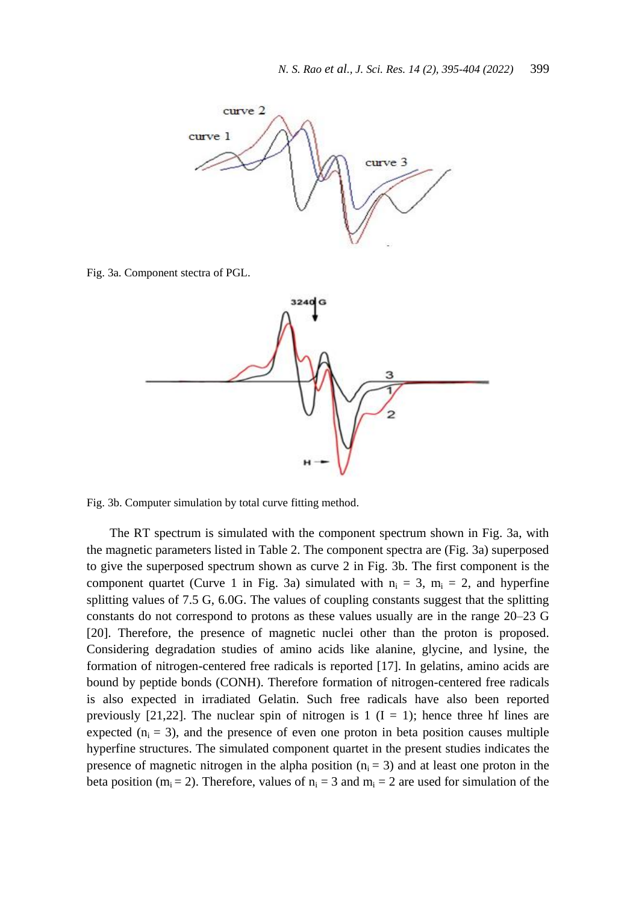Fig. 3a. Component stectra of PGL.

Fig. 3b. Computer simulation by total curve fitting method.

The RT spectrum is simulated with the component spectrum shown in Fig. 3a, with the magnetic parameters listed in Table 2. The component spectra are (Fig. 3a) superposed to give the superposed spectrum shown as curve 2 in Fig. 3b. The first component is the component quartet (Curve 1 in Fig. 3a) simulated with $n_i = 3$, $m_i = 2$, and hyperfine splitting values of 7.5 G, 6.0G. The values of coupling constants suggest that the splitting constants do not correspond to protons as these values usually are in the range 20–23 G [20]. Therefore, the presence of magnetic nuclei other than the proton is proposed. Considering degradation studies of amino acids like alanine, glycine, and lysine, the formation of nitrogen-centered free radicals is reported [17]. In gelatins, amino acids are bound by peptide bonds (CONH). Therefore formation of nitrogen-centered free radicals is also expected in irradiated Gelatin. Such free radicals have also been reported previously [21,22]. The nuclear spin of nitrogen is 1 ($I = 1$); hence three hf lines are expected ($n_i = 3$), and the presence of even one proton in beta position causes multiple hyperfine structures. The simulated component quartet in the present studies indicates the presence of magnetic nitrogen in the alpha position ($n_i = 3$) and at least one proton in the beta position ($m_i = 2$). Therefore, values of $n_i = 3$ and $m_i = 2$ are used for simulation of the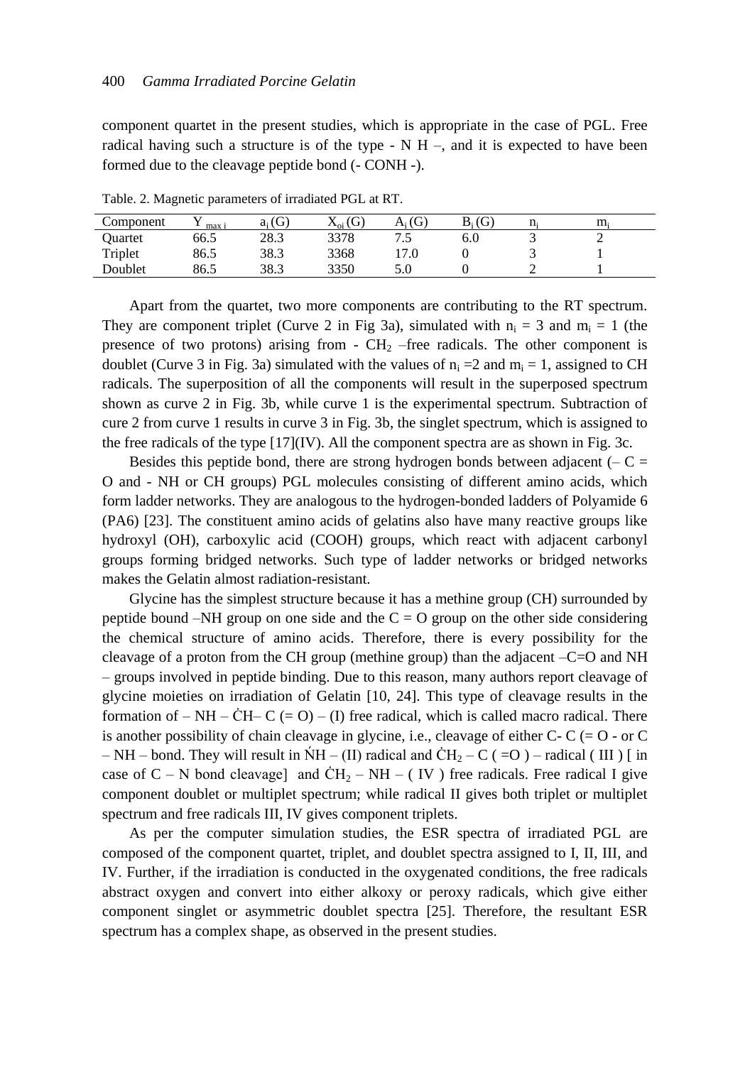component quartet in the present studies, which is appropriate in the case of PGL. Free radical having such a structure is of the type - N H –, and it is expected to have been formed due to the cleavage peptide bond (- CONH -).

Table. 2. Magnetic parameters of irradiated PGL at RT.

| Component | $Y_{max\ i}$ | $a_i$ (G) | $X_{oi}$ (G) | $A_i$ (G) | $B_i$ (G) | $n_i$ | $m_i$ |
|---|---|---|---|---|---|---|---|
| Quartet | 66.5 | 28.3 | 3378 | 7.5 | 6.0 | 3 | 2 |
| Triplet | 86.5 | 38.3 | 3368 | 17.0 | 0 | 3 | 1 |
| Doublet | 86.5 | 38.3 | 3350 | 5.0 | 0 | 2 | 1 |

Apart from the quartet, two more components are contributing to the RT spectrum. They are component triplet (Curve 2 in Fig 3a), simulated with $n_i = 3$ and $m_i = 1$ (the presence of two protons) arising from - $CH_2$ –free radicals. The other component is doublet (Curve 3 in Fig. 3a) simulated with the values of $n_i = 2$ and $m_i = 1$, assigned to CH radicals. The superposition of all the components will result in the superposed spectrum shown as curve 2 in Fig. 3b, while curve 1 is the experimental spectrum. Subtraction of cure 2 from curve 1 results in curve 3 in Fig. 3b, the singlet spectrum, which is assigned to the free radicals of the type [17](IV). All the component spectra are as shown in Fig. 3c.

Besides this peptide bond, there are strong hydrogen bonds between adjacent (– C = O and - NH or CH groups) PGL molecules consisting of different amino acids, which form ladder networks. They are analogous to the hydrogen-bonded ladders of Polyamide 6 (PA6) [23]. The constituent amino acids of gelatins also have many reactive groups like hydroxyl (OH), carboxylic acid (COOH) groups, which react with adjacent carbonyl groups forming bridged networks. Such type of ladder networks or bridged networks makes the Gelatin almost radiation-resistant.

Glycine has the simplest structure because it has a methine group (CH) surrounded by peptide bound –NH group on one side and the C = O group on the other side considering the chemical structure of amino acids. Therefore, there is every possibility for the cleavage of a proton from the CH group (methine group) than the adjacent –C=O and NH – groups involved in peptide binding. Due to this reason, many authors report cleavage of glycine moieties on irradiation of Gelatin [10, 24]. This type of cleavage results in the formation of – NH – $\dot{C}$H– C (= O) – (I) free radical, which is called macro radical. There is another possibility of chain cleavage in glycine, i.e., cleavage of either C- C (= O - or C – NH – bond. They will result in $\dot{N}$H – (II) radical and $\dot{C}H_2$ – C ( =O ) – radical ( III ) [ in case of C – N bond cleavage] and $\dot{C}H_2$ – NH – ( IV ) free radicals. Free radical I give component doublet or multiplet spectrum; while radical II gives both triplet or multiplet spectrum and free radicals III, IV gives component triplets.

As per the computer simulation studies, the ESR spectra of irradiated PGL are composed of the component quartet, triplet, and doublet spectra assigned to I, II, III, and IV. Further, if the irradiation is conducted in the oxygenated conditions, the free radicals abstract oxygen and convert into either alkoxy or peroxy radicals, which give either component singlet or asymmetric doublet spectra [25]. Therefore, the resultant ESR spectrum has a complex shape, as observed in the present studies.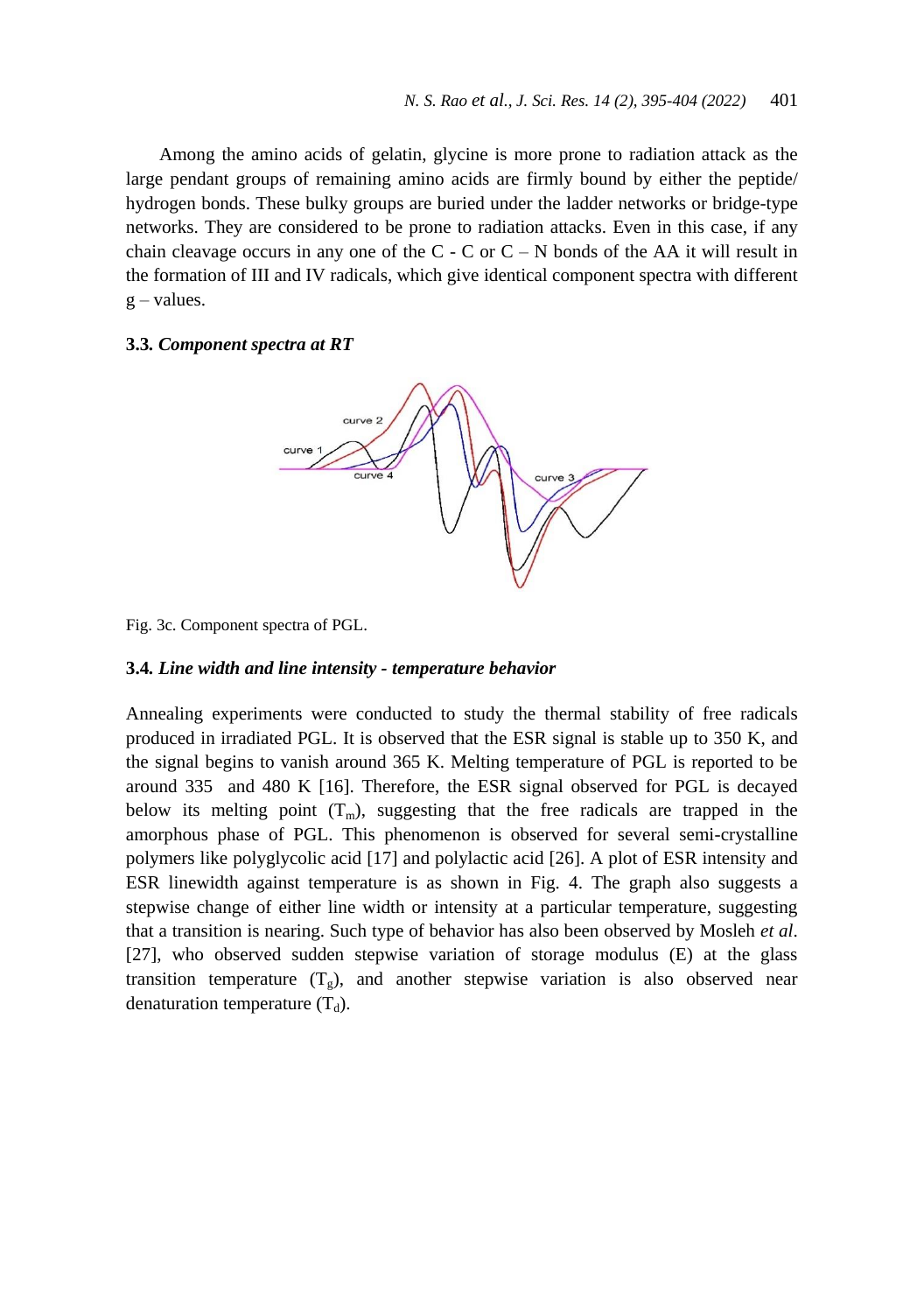Among the amino acids of gelatin, glycine is more prone to radiation attack as the large pendant groups of remaining amino acids are firmly bound by either the peptide/ hydrogen bonds. These bulky groups are buried under the ladder networks or bridge-type networks. They are considered to be prone to radiation attacks. Even in this case, if any chain cleavage occurs in any one of the C - C or C – N bonds of the AA it will result in the formation of III and IV radicals, which give identical component spectra with different g – values.

### 3.3. *Component spectra at RT*

Fig. 3c. Component spectra of PGL.

### 3.4. *Line width and line intensity - temperature behavior*

Annealing experiments were conducted to study the thermal stability of free radicals produced in irradiated PGL. It is observed that the ESR signal is stable up to 350 K, and the signal begins to vanish around 365 K. Melting temperature of PGL is reported to be around 335 and 480 K [16]. Therefore, the ESR signal observed for PGL is decayed below its melting point ($T_m$), suggesting that the free radicals are trapped in the amorphous phase of PGL. This phenomenon is observed for several semi-crystalline polymers like polyglycolic acid [17] and polylactic acid [26]. A plot of ESR intensity and ESR linewidth against temperature is as shown in Fig. 4. The graph also suggests a stepwise change of either line width or intensity at a particular temperature, suggesting that a transition is nearing. Such type of behavior has also been observed by Mosleh *et al*. [27], who observed sudden stepwise variation of storage modulus (E) at the glass transition temperature ($T_g$), and another stepwise variation is also observed near denaturation temperature ($T_d$).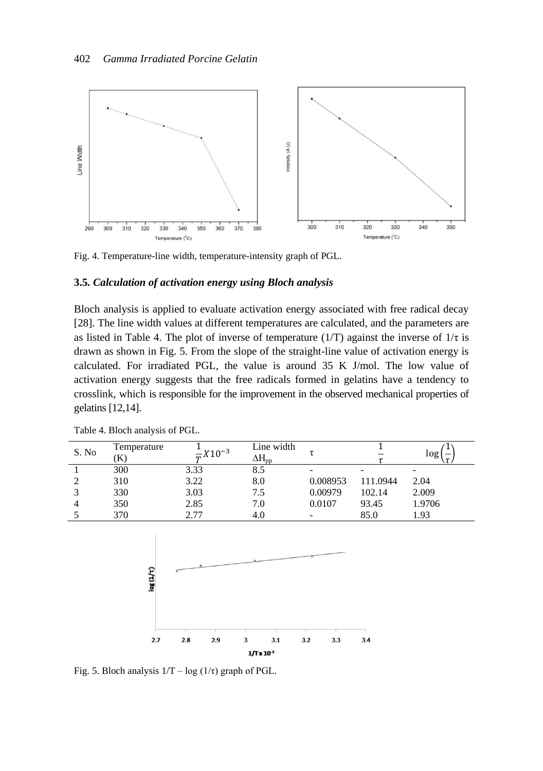Line Width

290 300 310 320 330 340 350 360 370 380

Temperature (°C)

Intensity (A.U)

300 310 320 330 340 350

Temperature (°C)

Fig. 4. Temperature-line width, temperature-intensity graph of PGL.

### 3.5. *Calculation of activation energy using Bloch analysis*

Bloch analysis is applied to evaluate activation energy associated with free radical decay [28]. The line width values at different temperatures are calculated, and the parameters are as listed in Table 4. The plot of inverse of temperature (1/T) against the inverse of 1/τ is drawn as shown in Fig. 5. From the slope of the straight-line value of activation energy is calculated. For irradiated PGL, the value is around 35 K J/mol. The low value of activation energy suggests that the free radicals formed in gelatins have a tendency to crosslink, which is responsible for the improvement in the observed mechanical properties of gelatins [12,14].

Table 4. Bloch analysis of PGL.

| S. No | Temperature (K) | $\frac{1}{T}X10^{-3}$ | Line width $\Delta H_{pp}$ | τ | $\frac{1}{\tau}$ | $\log\left(\frac{1}{\tau}\right)$ |
|---|---|---|---|---|---|---|
| 1 | 300 | 3.33 | 8.5 | - | - | - |
| 2 | 310 | 3.22 | 8.0 | 0.008953 | 111.0944 | 2.04 |
| 3 | 330 | 3.03 | 7.5 | 0.00979 | 102.14 | 2.009 |
| 4 | 350 | 2.85 | 7.0 | 0.0107 | 93.45 | 1.9706 |
| 5 | 370 | 2.77 | 4.0 | - | 85.0 | 1.93 |

log (1/τ)

2.7 2.8 2.9 3 3.1 3.2 3.3 3.4

1/T x 10⁻³

Fig. 5. Bloch analysis 1/T – log (1/τ) graph of PGL.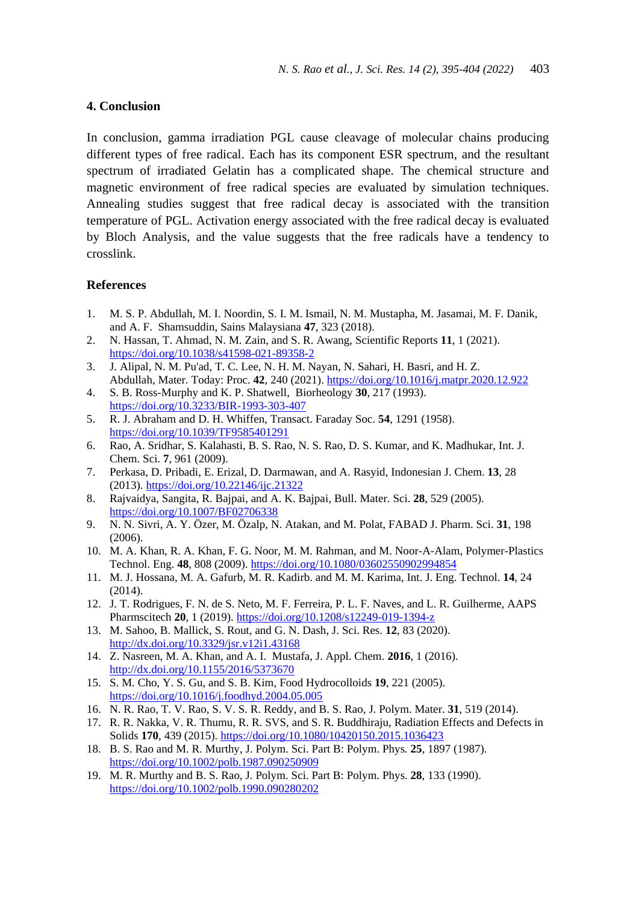## 4. Conclusion

In conclusion, gamma irradiation PGL cause cleavage of molecular chains producing different types of free radical. Each has its component ESR spectrum, and the resultant spectrum of irradiated Gelatin has a complicated shape. The chemical structure and magnetic environment of free radical species are evaluated by simulation techniques. Annealing studies suggest that free radical decay is associated with the transition temperature of PGL. Activation energy associated with the free radical decay is evaluated by Bloch Analysis, and the value suggests that the free radicals have a tendency to crosslink.

## References

1. M. S. P. Abdullah, M. I. Noordin, S. I. M. Ismail, N. M. Mustapha, M. Jasamai, M. F. Danik, and A. F. Shamsuddin, Sains Malaysiana **47**, 323 (2018).
2. N. Hassan, T. Ahmad, N. M. Zain, and S. R. Awang, Scientific Reports **11**, 1 (2021). https://doi.org/10.1038/s41598-021-89358-2
3. J. Alipal, N. M. Pu'ad, T. C. Lee, N. H. M. Nayan, N. Sahari, H. Basri, and H. Z. Abdullah, Mater. Today: Proc. **42**, 240 (2021). https://doi.org/10.1016/j.matpr.2020.12.922
4. S. B. Ross-Murphy and K. P. Shatwell, Biorheology **30**, 217 (1993). https://doi.org/10.3233/BIR-1993-303-407
5. R. J. Abraham and D. H. Whiffen, Transact. Faraday Soc. **54**, 1291 (1958). https://doi.org/10.1039/TF9585401291
6. Rao, A. Sridhar, S. Kalahasti, B. S. Rao, N. S. Rao, D. S. Kumar, and K. Madhukar, Int. J. Chem. Sci. **7**, 961 (2009).
7. Perkasa, D. Pribadi, E. Erizal, D. Darmawan, and A. Rasyid, Indonesian J. Chem. **13**, 28 (2013). https://doi.org/10.22146/ijc.21322
8. Rajvaidya, Sangita, R. Bajpai, and A. K. Bajpai, Bull. Mater. Sci. **28**, 529 (2005). https://doi.org/10.1007/BF02706338
9. N. N. Sivri, A. Y. Özer, M. Özalp, N. Atakan, and M. Polat, FABAD J. Pharm. Sci. **31**, 198 (2006).
10. M. A. Khan, R. A. Khan, F. G. Noor, M. M. Rahman, and M. Noor-A-Alam, Polymer-Plastics Technol. Eng. **48**, 808 (2009). https://doi.org/10.1080/03602550902994854
11. M. J. Hossana, M. A. Gafurb, M. R. Kadirb. and M. M. Karima, Int. J. Eng. Technol. **14**, 24 (2014).
12. J. T. Rodrigues, F. N. de S. Neto, M. F. Ferreira, P. L. F. Naves, and L. R. Guilherme, AAPS Pharmscitech **20**, 1 (2019). https://doi.org/10.1208/s12249-019-1394-z
13. M. Sahoo, B. Mallick, S. Rout, and G. N. Dash, J. Sci. Res. **12**, 83 (2020). http://dx.doi.org/10.3329/jsr.v12i1.43168
14. Z. Nasreen, M. A. Khan, and A. I. Mustafa, J. Appl. Chem. **2016**, 1 (2016). http://dx.doi.org/10.1155/2016/5373670
15. S. M. Cho, Y. S. Gu, and S. B. Kim, Food Hydrocolloids **19**, 221 (2005). https://doi.org/10.1016/j.foodhyd.2004.05.005
16. N. R. Rao, T. V. Rao, S. V. S. R. Reddy, and B. S. Rao, J. Polym. Mater. **31**, 519 (2014).
17. R. R. Nakka, V. R. Thumu, R. R. SVS, and S. R. Buddhiraju, Radiation Effects and Defects in Solids **170**, 439 (2015). https://doi.org/10.1080/10420150.2015.1036423
18. B. S. Rao and M. R. Murthy, J. Polym. Sci. Part B: Polym. Phys. **25**, 1897 (1987). https://doi.org/10.1002/polb.1987.090250909
19. M. R. Murthy and B. S. Rao, J. Polym. Sci. Part B: Polym. Phys. **28**, 133 (1990). https://doi.org/10.1002/polb.1990.090280202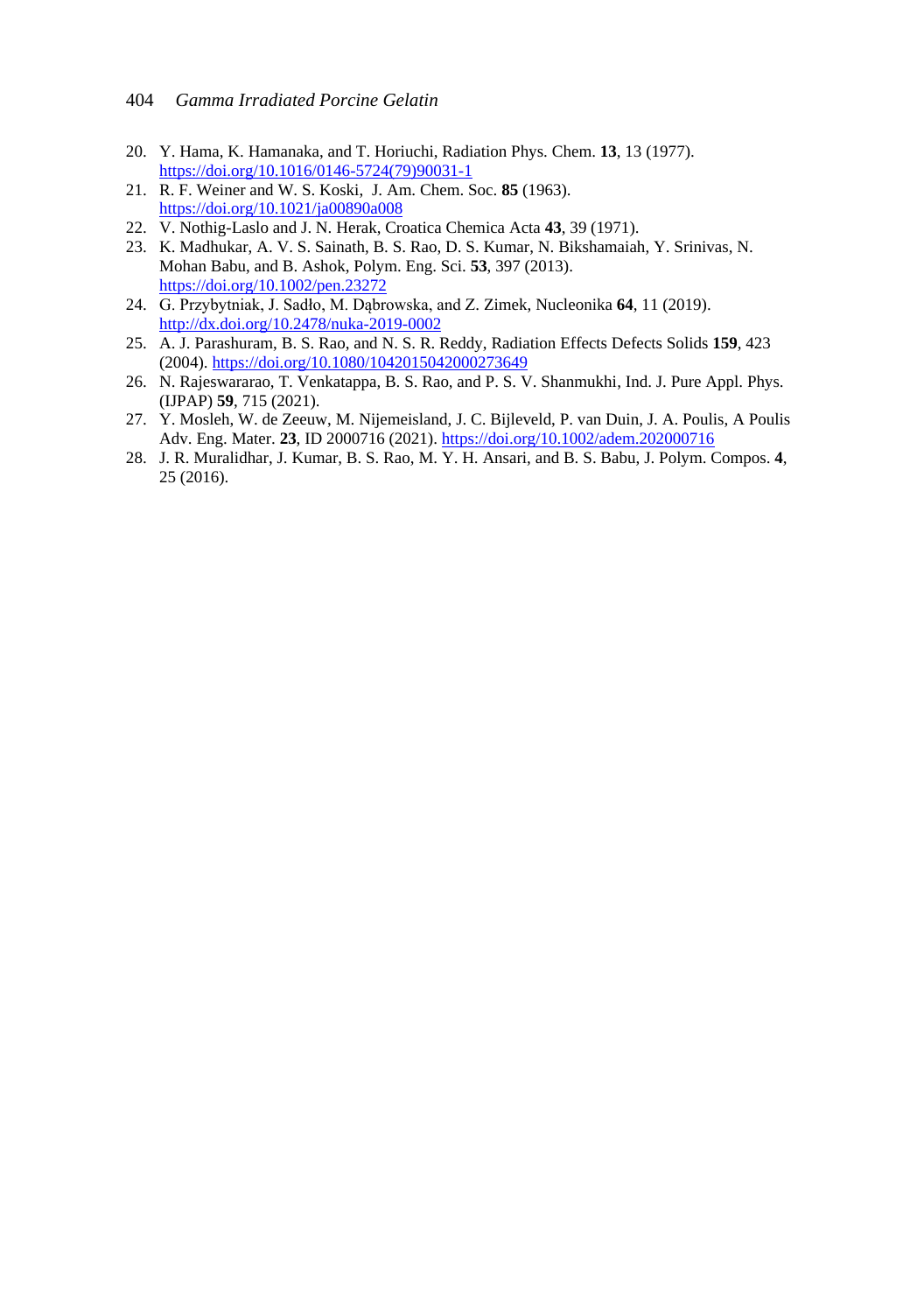20. Y. Hama, K. Hamanaka, and T. Horiuchi, Radiation Phys. Chem. **13**, 13 (1977). https://doi.org/10.1016/0146-5724(79)90031-1
21. R. F. Weiner and W. S. Koski, J. Am. Chem. Soc. **85** (1963). https://doi.org/10.1021/ja00890a008
22. V. Nothig-Laslo and J. N. Herak, Croatica Chemica Acta **43**, 39 (1971).
23. K. Madhukar, A. V. S. Sainath, B. S. Rao, D. S. Kumar, N. Bikshamaiah, Y. Srinivas, N. Mohan Babu, and B. Ashok, Polym. Eng. Sci. **53**, 397 (2013). https://doi.org/10.1002/pen.23272
24. G. Przybytniak, J. Sadło, M. Dąbrowska, and Z. Zimek, Nucleonika **64**, 11 (2019). http://dx.doi.org/10.2478/nuka-2019-0002
25. A. J. Parashuram, B. S. Rao, and N. S. R. Reddy, Radiation Effects Defects Solids **159**, 423 (2004). https://doi.org/10.1080/10420150420000273649
26. N. Rajeswararao, T. Venkatappa, B. S. Rao, and P. S. V. Shanmukhi, Ind. J. Pure Appl. Phys. (IJPAP) **59**, 715 (2021).
27. Y. Mosleh, W. de Zeeuw, M. Nijemeisland, J. C. Bijleveld, P. van Duin, J. A. Poulis, A Poulis Adv. Eng. Mater. **23**, ID 2000716 (2021). https://doi.org/10.1002/adem.202000716
28. J. R. Muralidhar, J. Kumar, B. S. Rao, M. Y. H. Ansari, and B. S. Babu, J. Polym. Compos. **4**, 25 (2016).